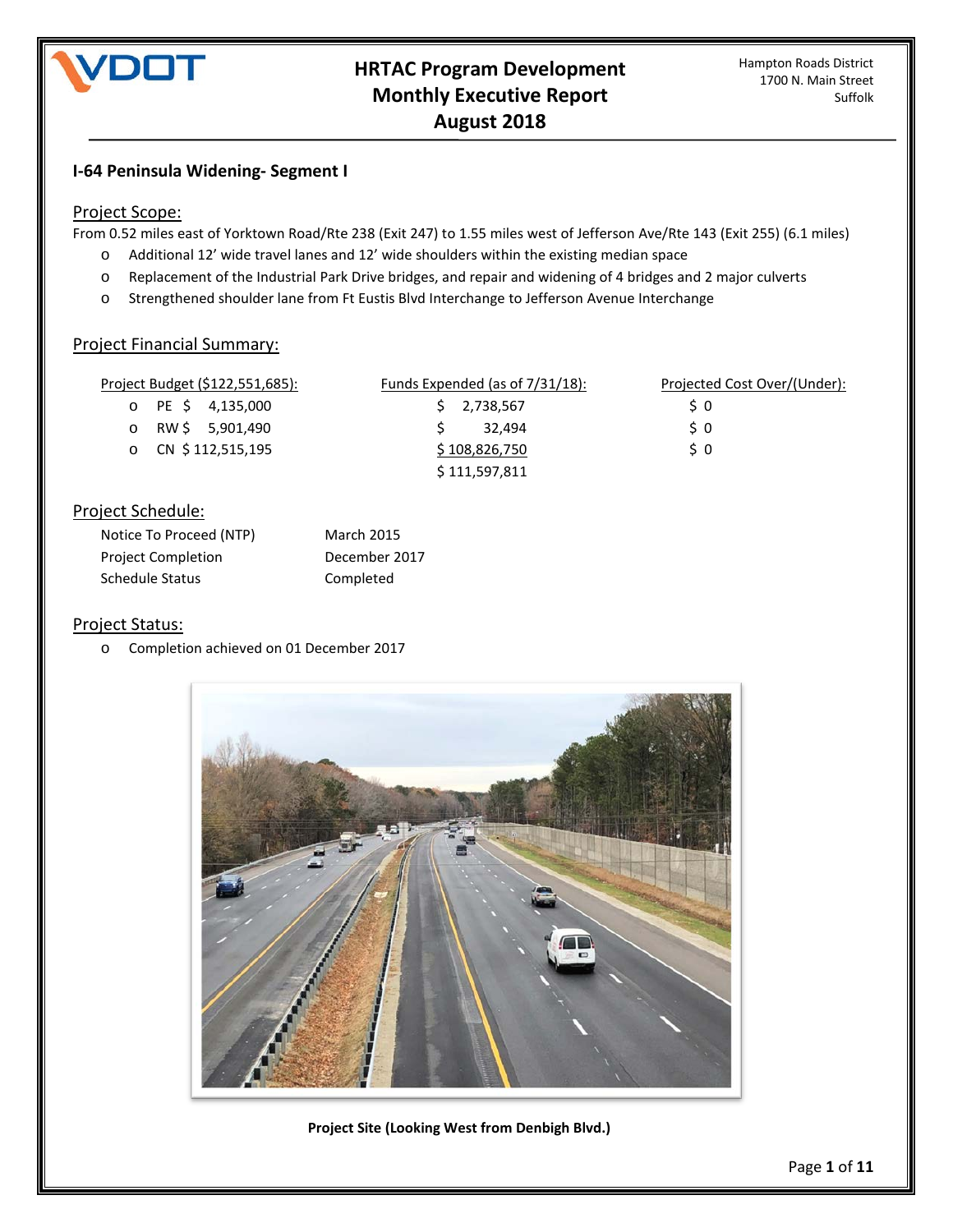# HRTAC Program Development Monthly Executive Report August 2018

Hampton Roads District
1700 N. Main Street
Suffolk

## I-64 Peninsula Widening- Segment I

### Project Scope:

From 0.52 miles east of Yorktown Road/Rte 238 (Exit 247) to 1.55 miles west of Jefferson Ave/Rte 143 (Exit 255) (6.1 miles)

- Additional 12' wide travel lanes and 12' wide shoulders within the existing median space
- Replacement of the Industrial Park Drive bridges, and repair and widening of 4 bridges and 2 major culverts
- Strengthened shoulder lane from Ft Eustis Blvd Interchange to Jefferson Avenue Interchange

### Project Financial Summary:

| Project Budget ($122,551,685): | Funds Expended (as of 7/31/18): | Projected Cost Over/(Under): |
|---|---|---|
| PE $ 4,135,000 | $ 2,738,567 | $ 0 |
| RW $ 5,901,490 | $ 32,494 | $ 0 |
| CN $ 112,515,195 | $ 108,826,750 | $ 0 |
| | $ 111,597,811 | |

### Project Schedule:

| | |
|---|---|
| Notice To Proceed (NTP) | March 2015 |
| Project Completion | December 2017 |
| Schedule Status | Completed |

### Project Status:

- Completion achieved on 01 December 2017

**Project Site (Looking West from Denbigh Blvd.)**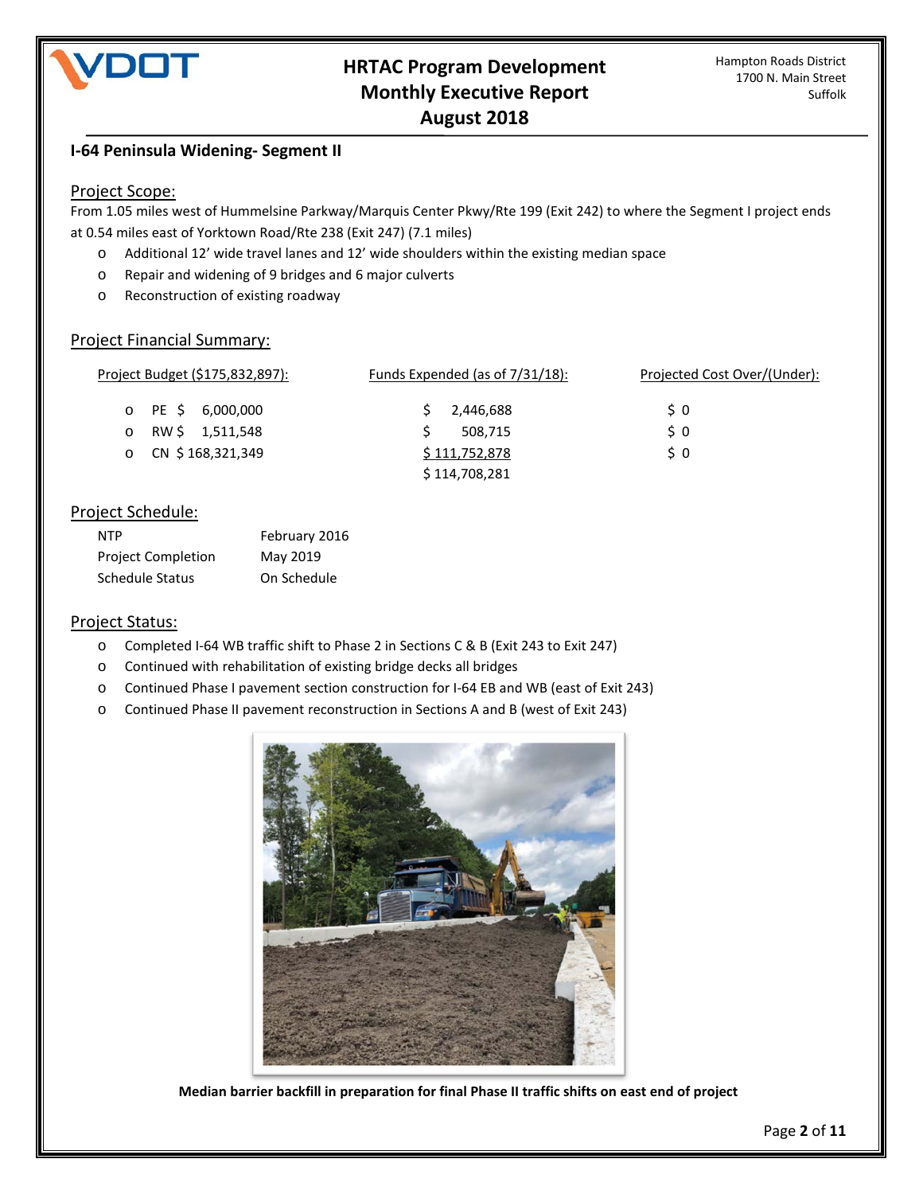# HRTAC Program Development Monthly Executive Report August 2018

Hampton Roads District
1700 N. Main Street
Suffolk

## I-64 Peninsula Widening- Segment II

### Project Scope:

From 1.05 miles west of Hummelsine Parkway/Marquis Center Pkwy/Rte 199 (Exit 242) to where the Segment I project ends at 0.54 miles east of Yorktown Road/Rte 238 (Exit 247) (7.1 miles)

- Additional 12' wide travel lanes and 12' wide shoulders within the existing median space
- Repair and widening of 9 bridges and 6 major culverts
- Reconstruction of existing roadway

### Project Financial Summary:

| Project Budget ($175,832,897): | Funds Expended (as of 7/31/18): | Projected Cost Over/(Under): |
|---|---|---|
| PE $ 6,000,000 | $ 2,446,688 | $ 0 |
| RW $ 1,511,548 | $ 508,715 | $ 0 |
| CN $ 168,321,349 | $ 111,752,878 | $ 0 |
| | $ 114,708,281 | |

### Project Schedule:

| | |
|---|---|
| NTP | February 2016 |
| Project Completion | May 2019 |
| Schedule Status | On Schedule |

### Project Status:

- Completed I-64 WB traffic shift to Phase 2 in Sections C & B (Exit 243 to Exit 247)
- Continued with rehabilitation of existing bridge decks all bridges
- Continued Phase I pavement section construction for I-64 EB and WB (east of Exit 243)
- Continued Phase II pavement reconstruction in Sections A and B (west of Exit 243)

**Median barrier backfill in preparation for final Phase II traffic shifts on east end of project**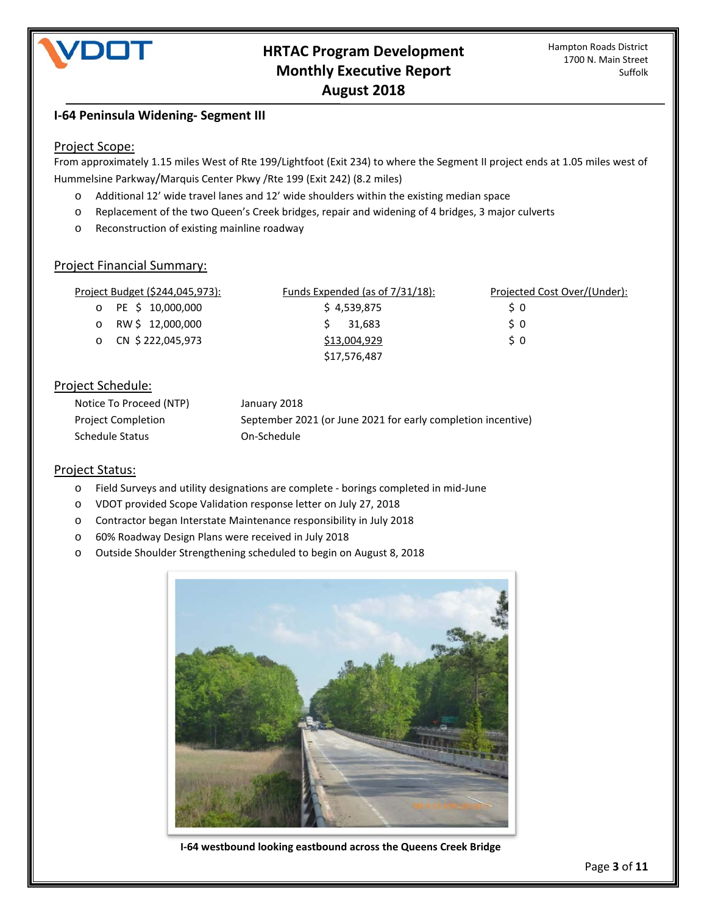# HRTAC Program Development Monthly Executive Report August 2018

Hampton Roads District
1700 N. Main Street
Suffolk

## I-64 Peninsula Widening- Segment III

### Project Scope:

From approximately 1.15 miles West of Rte 199/Lightfoot (Exit 234) to where the Segment II project ends at 1.05 miles west of Hummelsine Parkway/Marquis Center Pkwy /Rte 199 (Exit 242) (8.2 miles)

- Additional 12' wide travel lanes and 12' wide shoulders within the existing median space
- Replacement of the two Queen's Creek bridges, repair and widening of 4 bridges, 3 major culverts
- Reconstruction of existing mainline roadway

### Project Financial Summary:

| Project Budget ($244,045,973): | Funds Expended (as of 7/31/18): | Projected Cost Over/(Under): |
|---|---|---|
| PE $ 10,000,000 | $ 4,539,875 | $ 0 |
| RW $ 12,000,000 | $ 31,683 | $ 0 |
| CN $ 222,045,973 | $13,004,929 | $ 0 |
| | $17,576,487 | |

### Project Schedule:

| | |
|---|---|
| Notice To Proceed (NTP) | January 2018 |
| Project Completion | September 2021 (or June 2021 for early completion incentive) |
| Schedule Status | On-Schedule |

### Project Status:

- Field Surveys and utility designations are complete - borings completed in mid-June
- VDOT provided Scope Validation response letter on July 27, 2018
- Contractor began Interstate Maintenance responsibility in July 2018
- 60% Roadway Design Plans were received in July 2018
- Outside Shoulder Strengthening scheduled to begin on August 8, 2018

**I-64 westbound looking eastbound across the Queens Creek Bridge**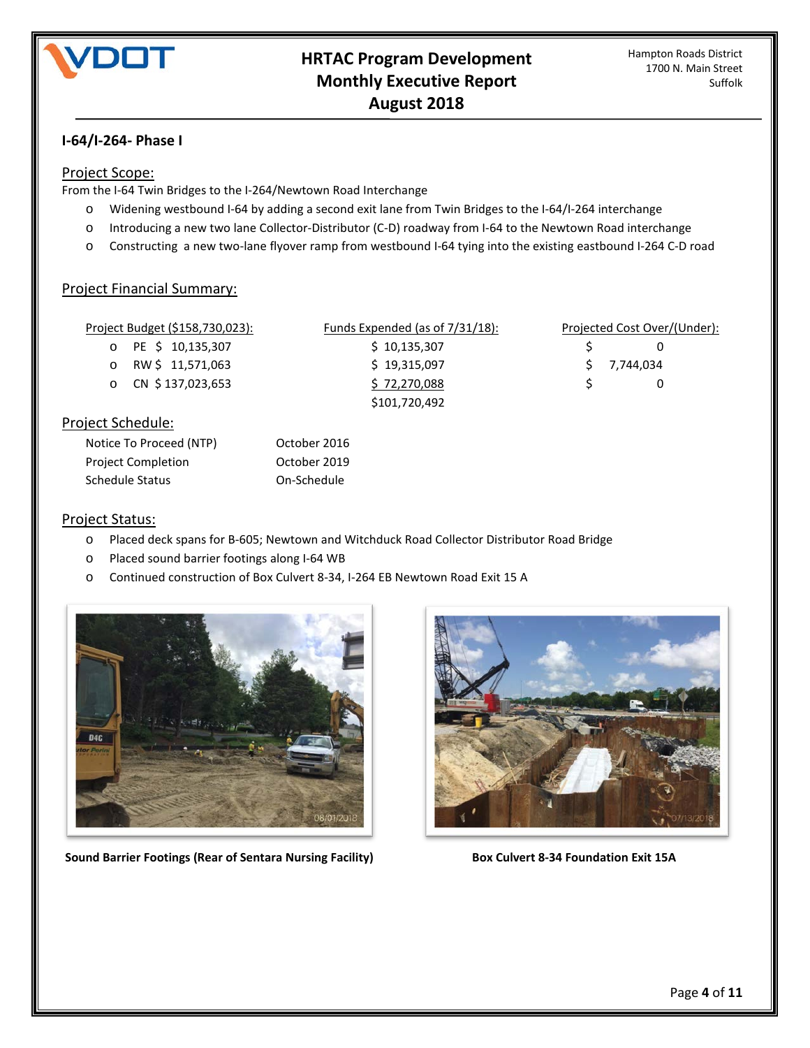# HRTAC Program Development Monthly Executive Report August 2018

Hampton Roads District
1700 N. Main Street
Suffolk

## I-64/I-264- Phase I

### Project Scope:

From the I-64 Twin Bridges to the I-264/Newtown Road Interchange

- Widening westbound I-64 by adding a second exit lane from Twin Bridges to the I-64/I-264 interchange
- Introducing a new two lane Collector-Distributor (C-D) roadway from I-64 to the Newtown Road interchange
- Constructing a new two-lane flyover ramp from westbound I-64 tying into the existing eastbound I-264 C-D road

### Project Financial Summary:

| Project Budget ($158,730,023): | Funds Expended (as of 7/31/18): | Projected Cost Over/(Under): |
|---|---|---|
| PE $ 10,135,307 | $ 10,135,307 | $ 0 |
| RW $ 11,571,063 | $ 19,315,097 | $ 7,744,034 |
| CN $ 137,023,653 | $ 72,270,088 | $ 0 |
| | $101,720,492 | |

### Project Schedule:

| | |
|---|---|
| Notice To Proceed (NTP) | October 2016 |
| Project Completion | October 2019 |
| Schedule Status | On-Schedule |

### Project Status:

- Placed deck spans for B-605; Newtown and Witchduck Road Collector Distributor Road Bridge
- Placed sound barrier footings along I-64 WB
- Continued construction of Box Culvert 8-34, I-264 EB Newtown Road Exit 15 A

**Sound Barrier Footings (Rear of Sentara Nursing Facility)**

**Box Culvert 8-34 Foundation Exit 15A**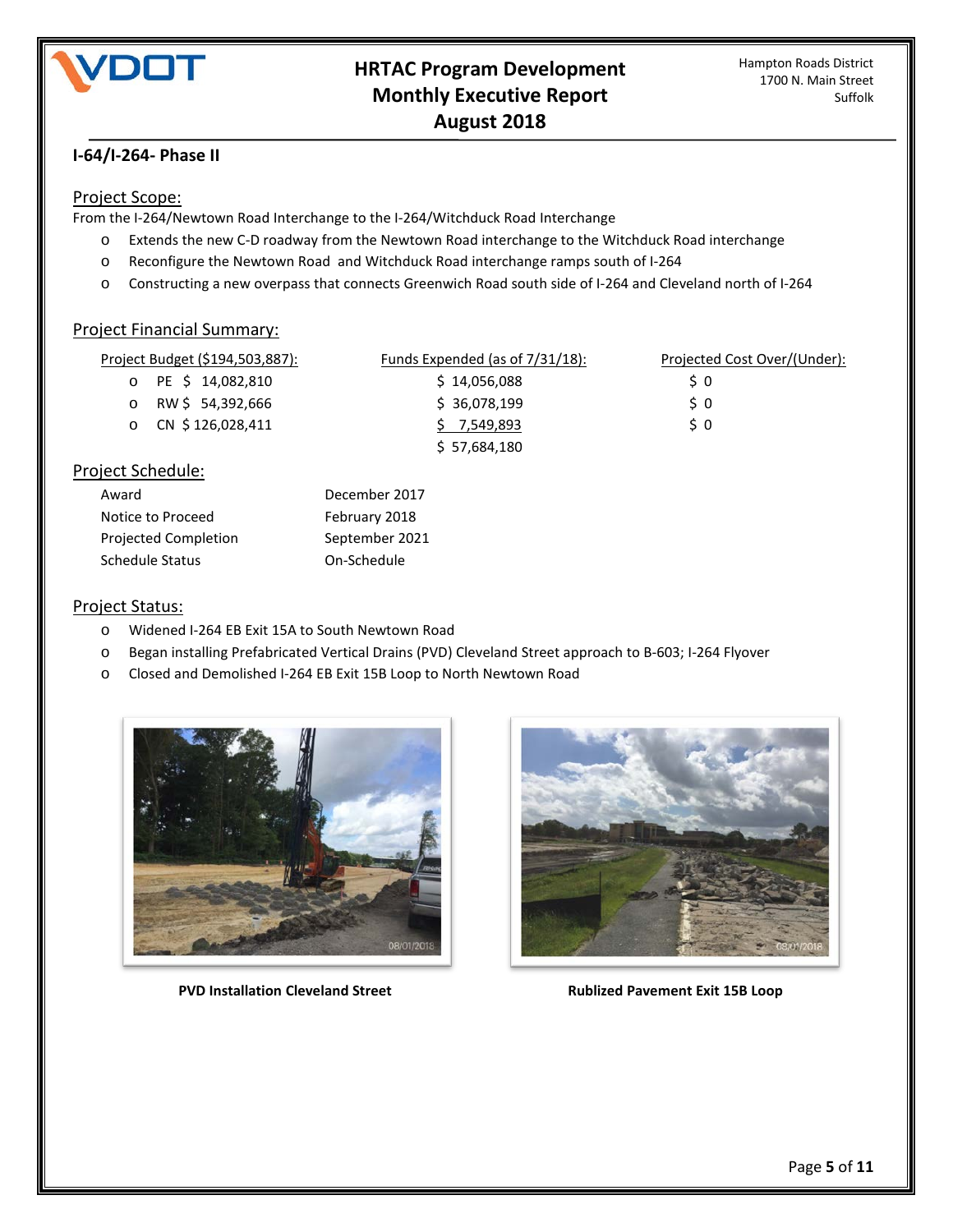# HRTAC Program Development Monthly Executive Report August 2018

Hampton Roads District
1700 N. Main Street
Suffolk

## I-64/I-264- Phase II

### Project Scope:

From the I-264/Newtown Road Interchange to the I-264/Witchduck Road Interchange

- Extends the new C-D roadway from the Newtown Road interchange to the Witchduck Road interchange
- Reconfigure the Newtown Road and Witchduck Road interchange ramps south of I-264
- Constructing a new overpass that connects Greenwich Road south side of I-264 and Cleveland north of I-264

### Project Financial Summary:

| Project Budget ($194,503,887): | Funds Expended (as of 7/31/18): | Projected Cost Over/(Under): |
|---|---|---|
| PE $ 14,082,810 | $ 14,056,088 | $ 0 |
| RW $ 54,392,666 | $ 36,078,199 | $ 0 |
| CN $ 126,028,411 | $ 7,549,893 | $ 0 |
| | $ 57,684,180 | |

### Project Schedule:

| | |
|---|---|
| Award | December 2017 |
| Notice to Proceed | February 2018 |
| Projected Completion | September 2021 |
| Schedule Status | On-Schedule |

### Project Status:

- Widened I-264 EB Exit 15A to South Newtown Road
- Began installing Prefabricated Vertical Drains (PVD) Cleveland Street approach to B-603; I-264 Flyover
- Closed and Demolished I-264 EB Exit 15B Loop to North Newtown Road

**PVD Installation Cleveland Street**

**Rublized Pavement Exit 15B Loop**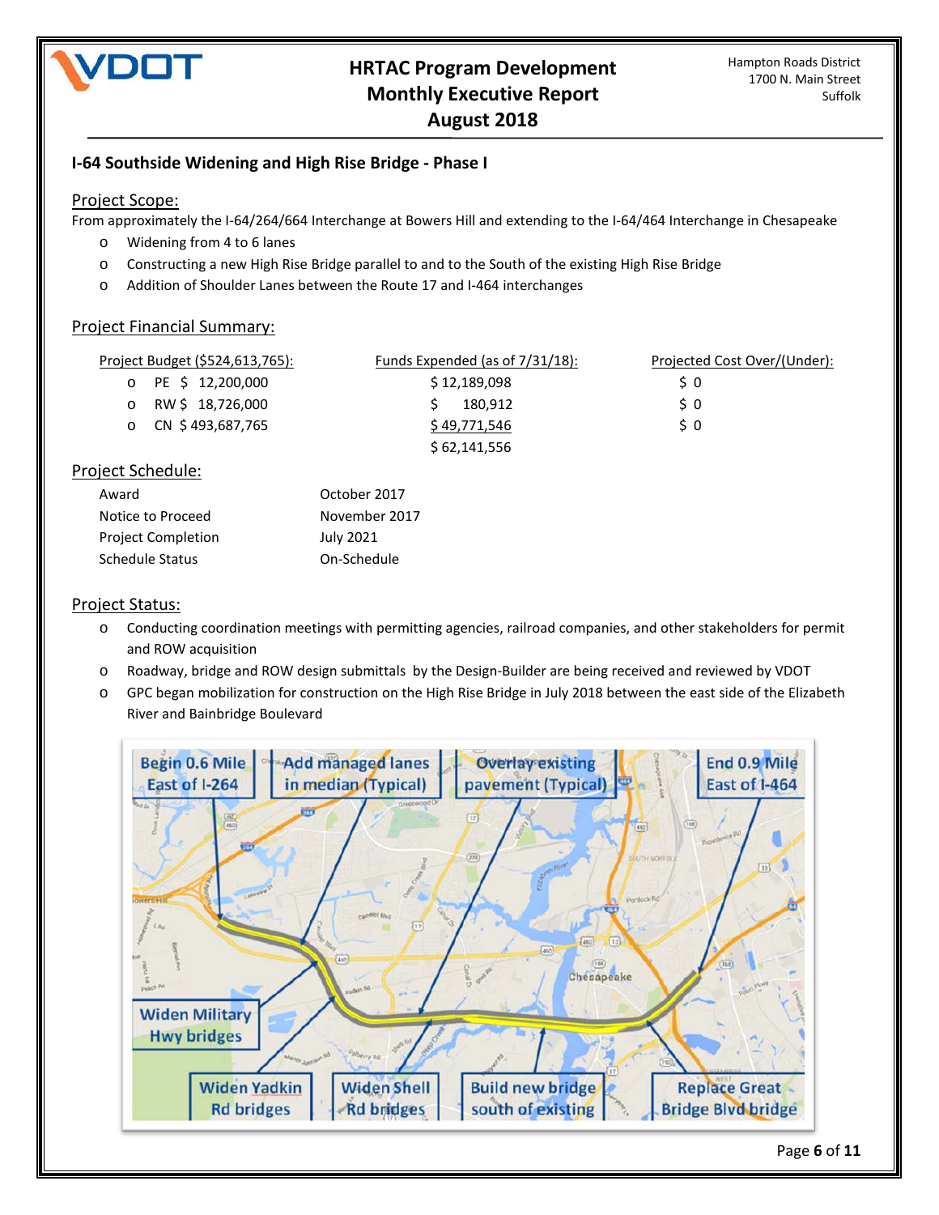**HRTAC Program Development Monthly Executive Report August 2018**

Hampton Roads District
1700 N. Main Street
Suffolk

## I-64 Southside Widening and High Rise Bridge - Phase I

### Project Scope:

From approximately the I-64/264/664 Interchange at Bowers Hill and extending to the I-64/464 Interchange in Chesapeake

- Widening from 4 to 6 lanes
- Constructing a new High Rise Bridge parallel to and to the South of the existing High Rise Bridge
- Addition of Shoulder Lanes between the Route 17 and I-464 interchanges

### Project Financial Summary:

| Project Budget ($524,613,765): | Funds Expended (as of 7/31/18): | Projected Cost Over/(Under): |
|---|---|---|
| PE $ 12,200,000 | $ 12,189,098 | $ 0 |
| RW $ 18,726,000 | $ 180,912 | $ 0 |
| CN $ 493,687,765 | $ 49,771,546 | $ 0 |
| | $ 62,141,556 | |

### Project Schedule:

| | |
|---|---|
| Award | October 2017 |
| Notice to Proceed | November 2017 |
| Project Completion | July 2021 |
| Schedule Status | On-Schedule |

### Project Status:

- Conducting coordination meetings with permitting agencies, railroad companies, and other stakeholders for permit and ROW acquisition
- Roadway, bridge and ROW design submittals by the Design-Builder are being received and reviewed by VDOT
- GPC began mobilization for construction on the High Rise Bridge in July 2018 between the east side of the Elizabeth River and Bainbridge Boulevard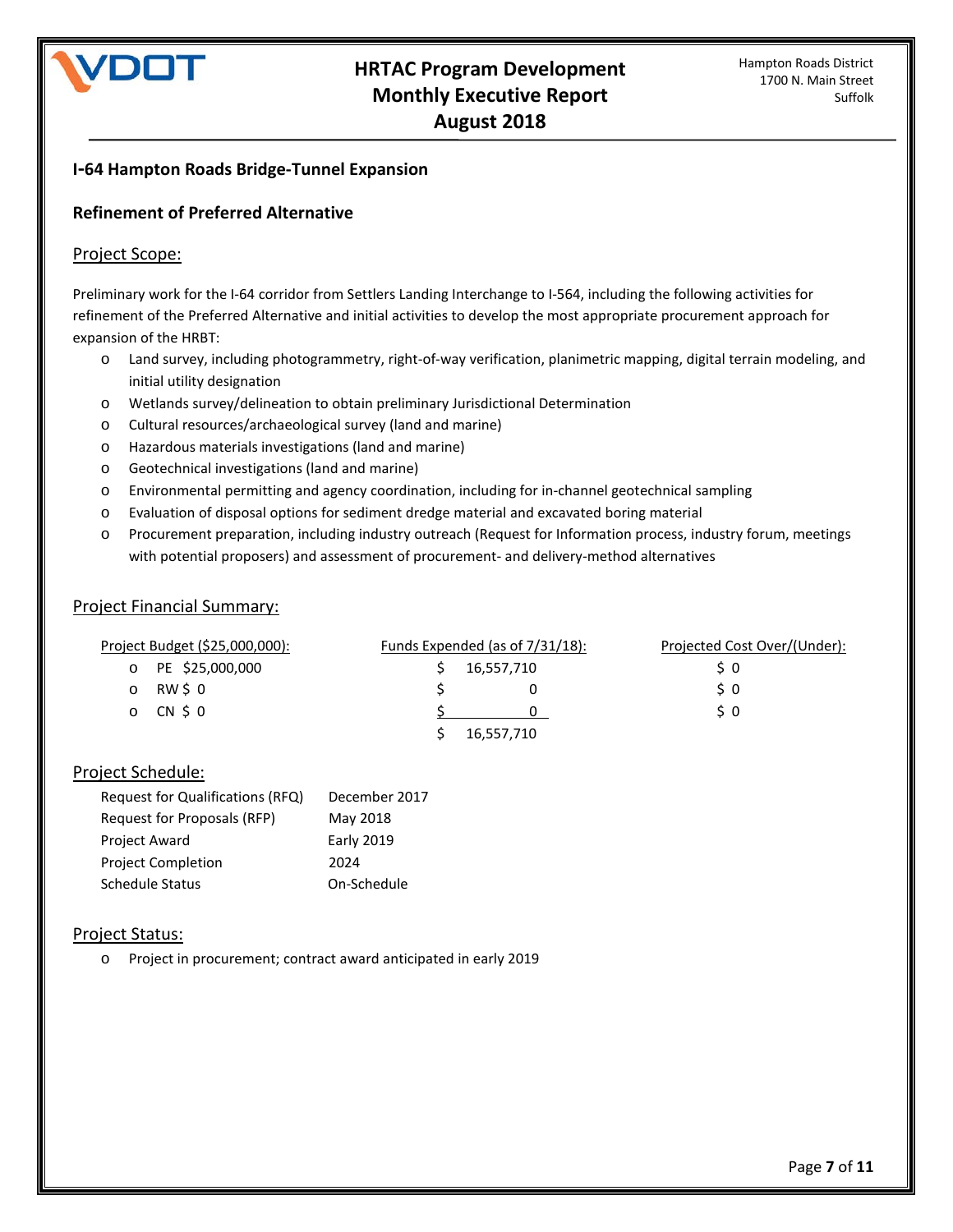# HRTAC Program Development Monthly Executive Report August 2018

Hampton Roads District
1700 N. Main Street
Suffolk

## I-64 Hampton Roads Bridge-Tunnel Expansion

### Refinement of Preferred Alternative

#### Project Scope:

Preliminary work for the I-64 corridor from Settlers Landing Interchange to I-564, including the following activities for refinement of the Preferred Alternative and initial activities to develop the most appropriate procurement approach for expansion of the HRBT:

- Land survey, including photogrammetry, right-of-way verification, planimetric mapping, digital terrain modeling, and initial utility designation
- Wetlands survey/delineation to obtain preliminary Jurisdictional Determination
- Cultural resources/archaeological survey (land and marine)
- Hazardous materials investigations (land and marine)
- Geotechnical investigations (land and marine)
- Environmental permitting and agency coordination, including for in-channel geotechnical sampling
- Evaluation of disposal options for sediment dredge material and excavated boring material
- Procurement preparation, including industry outreach (Request for Information process, industry forum, meetings with potential proposers) and assessment of procurement- and delivery-method alternatives

#### Project Financial Summary:

| Project Budget ($25,000,000): | Funds Expended (as of 7/31/18): | Projected Cost Over/(Under): |
|---|---|---|
| PE $25,000,000 | $ 16,557,710 | $ 0 |
| RW $ 0 | $ 0 | $ 0 |
| CN $ 0 | $ 0 | $ 0 |
| | $ 16,557,710 | |

#### Project Schedule:

| | |
|---|---|
| Request for Qualifications (RFQ) | December 2017 |
| Request for Proposals (RFP) | May 2018 |
| Project Award | Early 2019 |
| Project Completion | 2024 |
| Schedule Status | On-Schedule |

#### Project Status:

- Project in procurement; contract award anticipated in early 2019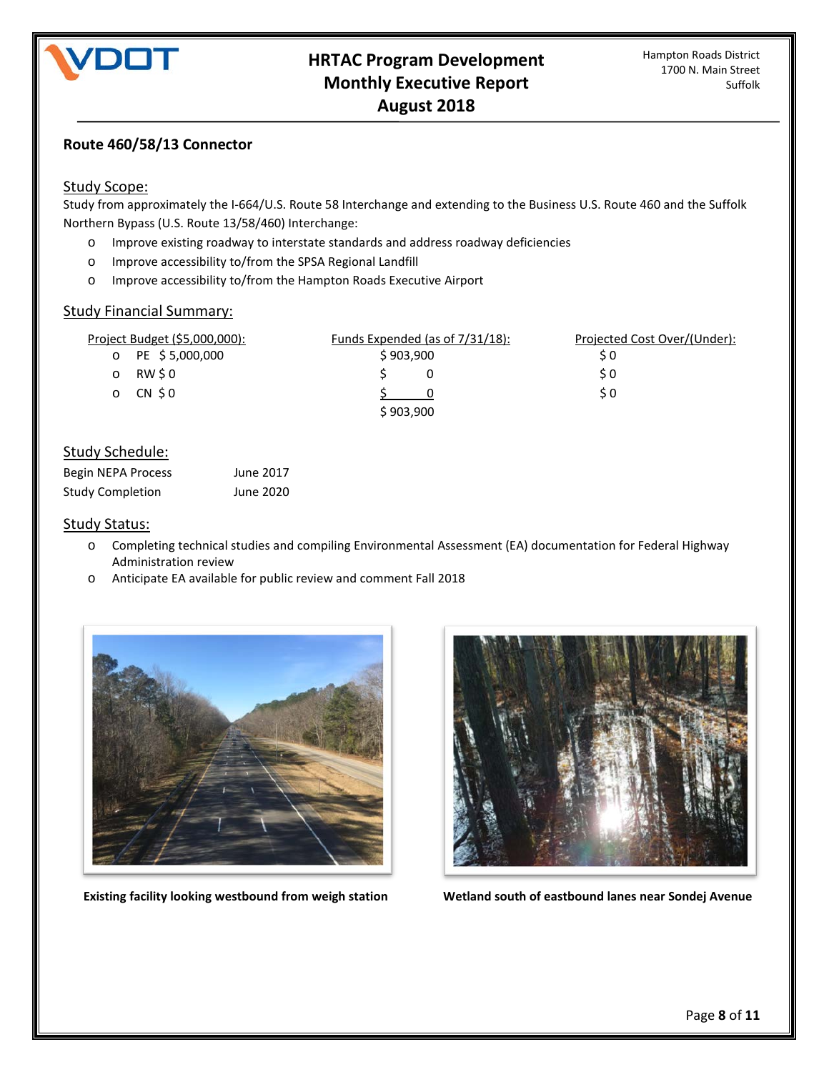# HRTAC Program Development Monthly Executive Report August 2018

Hampton Roads District
1700 N. Main Street
Suffolk

## Route 460/58/13 Connector

### Study Scope:

Study from approximately the I-664/U.S. Route 58 Interchange and extending to the Business U.S. Route 460 and the Suffolk Northern Bypass (U.S. Route 13/58/460) Interchange:

- Improve existing roadway to interstate standards and address roadway deficiencies
- Improve accessibility to/from the SPSA Regional Landfill
- Improve accessibility to/from the Hampton Roads Executive Airport

### Study Financial Summary:

| Project Budget ($5,000,000): | Funds Expended (as of 7/31/18): | Projected Cost Over/(Under): |
|---|---|---|
| PE $ 5,000,000 | $ 903,900 | $ 0 |
| RW $ 0 | $ 0 | $ 0 |
| CN $ 0 | $ 0 | $ 0 |
| | $ 903,900 | |

### Study Schedule:

| | |
|---|---|
| Begin NEPA Process | June 2017 |
| Study Completion | June 2020 |

### Study Status:

- Completing technical studies and compiling Environmental Assessment (EA) documentation for Federal Highway Administration review
- Anticipate EA available for public review and comment Fall 2018

**Existing facility looking westbound from weigh station**

**Wetland south of eastbound lanes near Sondej Avenue**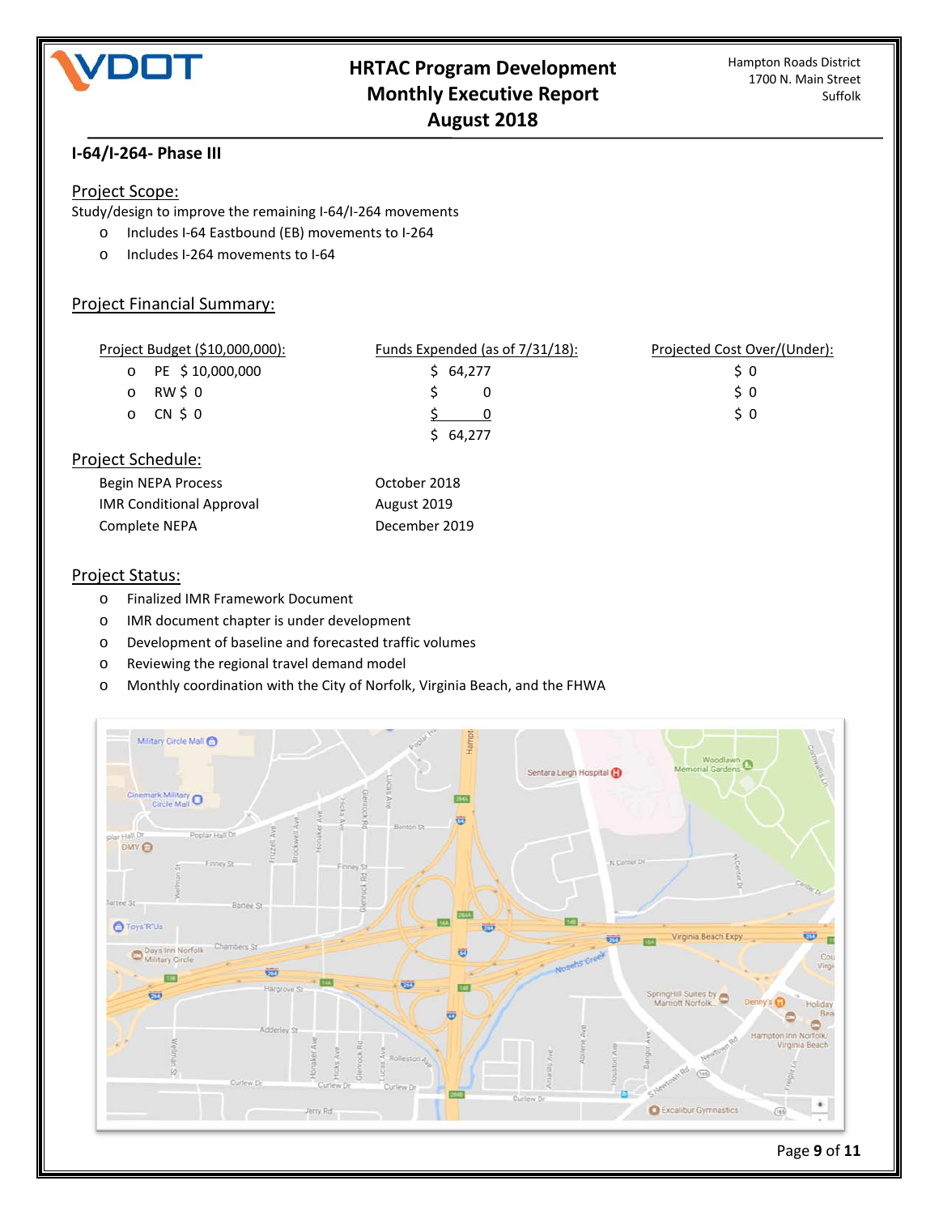# HRTAC Program Development Monthly Executive Report August 2018

Hampton Roads District
1700 N. Main Street
Suffolk

## I-64/I-264- Phase III

### Project Scope:

Study/design to improve the remaining I-64/I-264 movements

- Includes I-64 Eastbound (EB) movements to I-264
- Includes I-264 movements to I-64

### Project Financial Summary:

| Project Budget ($10,000,000): | Funds Expended (as of 7/31/18): | Projected Cost Over/(Under): |
|---|---|---|
| PE $ 10,000,000 | $ 64,277 | $ 0 |
| RW $ 0 | $ 0 | $ 0 |
| CN $ 0 | $ 0 | $ 0 |
| | $ 64,277 | |

### Project Schedule:

| | |
|---|---|
| Begin NEPA Process | October 2018 |
| IMR Conditional Approval | August 2019 |
| Complete NEPA | December 2019 |

### Project Status:

- Finalized IMR Framework Document
- IMR document chapter is under development
- Development of baseline and forecasted traffic volumes
- Reviewing the regional travel demand model
- Monthly coordination with the City of Norfolk, Virginia Beach, and the FHWA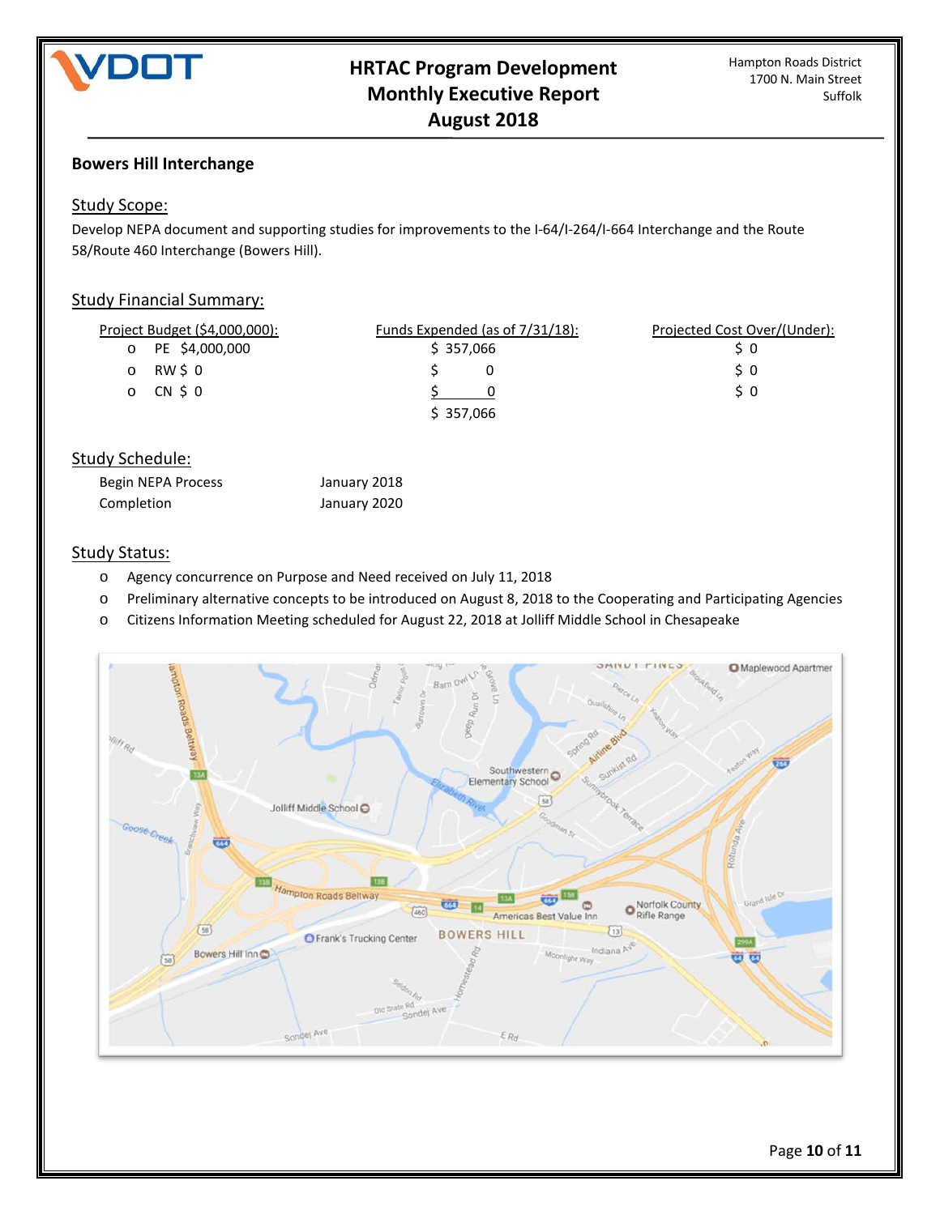## Bowers Hill Interchange

### Study Scope:

Develop NEPA document and supporting studies for improvements to the I-64/I-264/I-664 Interchange and the Route 58/Route 460 Interchange (Bowers Hill).

### Study Financial Summary:

| Project Budget ($4,000,000): | Funds Expended (as of 7/31/18): | Projected Cost Over/(Under): |
| --- | --- | --- |
| PE $4,000,000 | $ 357,066 | $ 0 |
| RW $ 0 | $ 0 | $ 0 |
| CN $ 0 | $ 0 | $ 0 |
| | $ 357,066 | |

### Study Schedule:

| | |
| --- | --- |
| Begin NEPA Process | January 2018 |
| Completion | January 2020 |

### Study Status:

- Agency concurrence on Purpose and Need received on July 11, 2018
- Preliminary alternative concepts to be introduced on August 8, 2018 to the Cooperating and Participating Agencies
- Citizens Information Meeting scheduled for August 22, 2018 at Jolliff Middle School in Chesapeake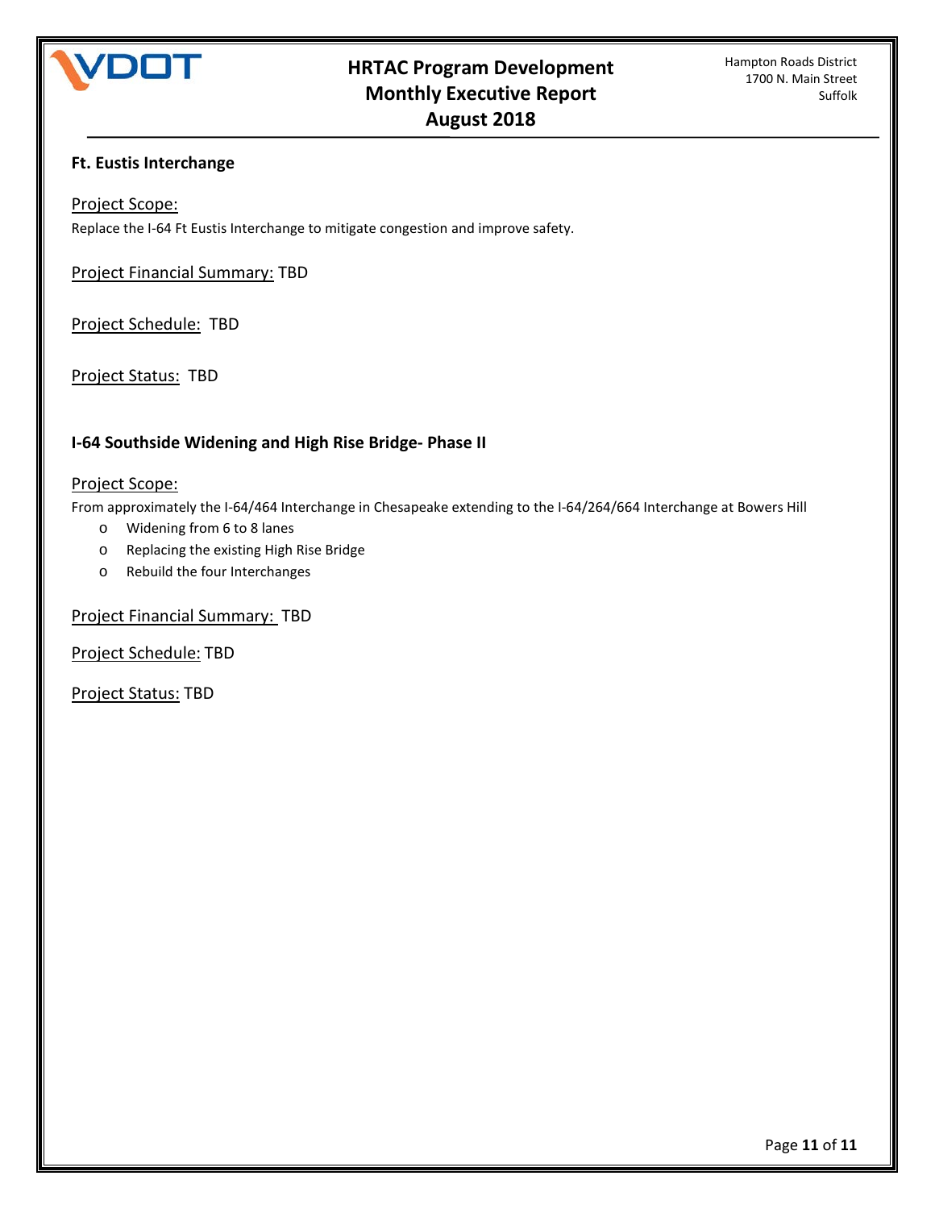## Ft. Eustis Interchange

Project Scope:

Replace the I-64 Ft Eustis Interchange to mitigate congestion and improve safety.

Project Financial Summary: TBD

Project Schedule: TBD

Project Status: TBD

## I-64 Southside Widening and High Rise Bridge- Phase II

Project Scope:

From approximately the I-64/464 Interchange in Chesapeake extending to the I-64/264/664 Interchange at Bowers Hill

- Widening from 6 to 8 lanes
- Replacing the existing High Rise Bridge
- Rebuild the four Interchanges

Project Financial Summary: TBD

Project Schedule: TBD

Project Status: TBD